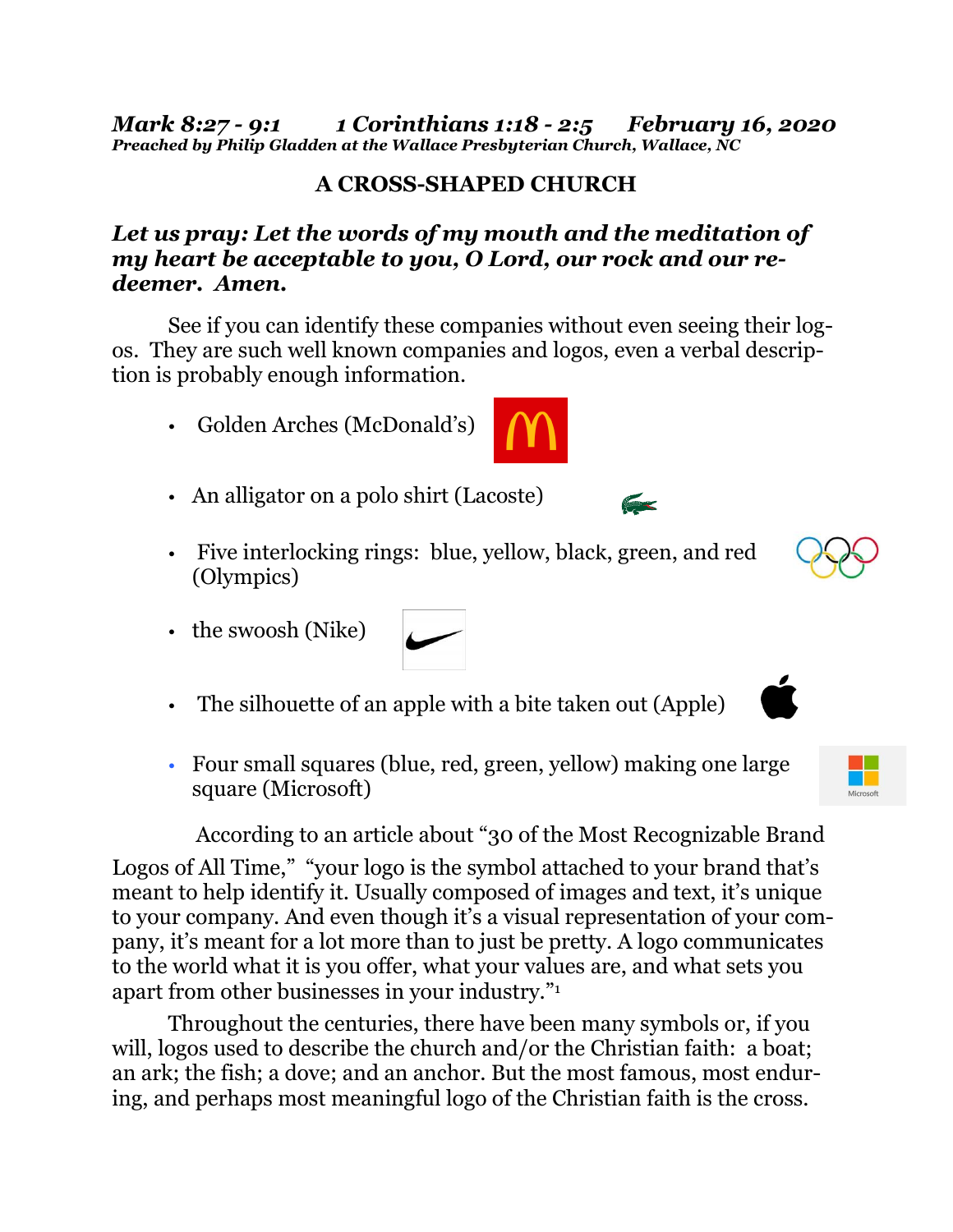***Mark 8:27 - 9:1        1 Corinthians 1:18 - 2:5      February 16, 2020***
***Preached by Philip Gladden at the Wallace Presbyterian Church, Wallace, NC***

# A CROSS-SHAPED CHURCH

***Let us pray: Let the words of my mouth and the meditation of my heart be acceptable to you, O Lord, our rock and our redeemer. Amen.***

See if you can identify these companies without even seeing their logos. They are such well known companies and logos, even a verbal description is probably enough information.

- Golden Arches (McDonald's)
- An alligator on a polo shirt (Lacoste)
- Five interlocking rings: blue, yellow, black, green, and red (Olympics)
- the swoosh (Nike)
- The silhouette of an apple with a bite taken out (Apple)
- Four small squares (blue, red, green, yellow) making one large square (Microsoft)

According to an article about "30 of the Most Recognizable Brand Logos of All Time," "your logo is the symbol attached to your brand that's meant to help identify it. Usually composed of images and text, it's unique to your company. And even though it's a visual representation of your company, it's meant for a lot more than to just be pretty. A logo communicates to the world what it is you offer, what your values are, and what sets you apart from other businesses in your industry."[1]

Throughout the centuries, there have been many symbols or, if you will, logos used to describe the church and/or the Christian faith: a boat; an ark; the fish; a dove; and an anchor. But the most famous, most enduring, and perhaps most meaningful logo of the Christian faith is the cross.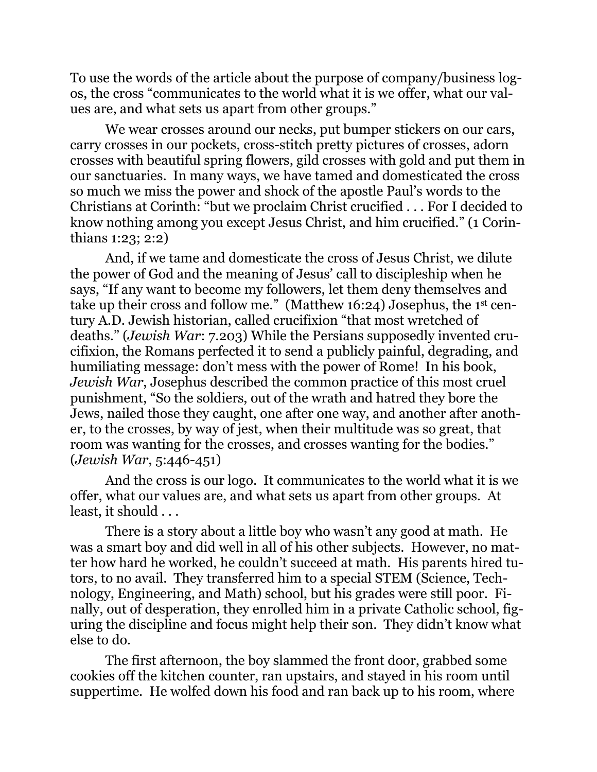To use the words of the article about the purpose of company/business logos, the cross "communicates to the world what it is we offer, what our values are, and what sets us apart from other groups."

We wear crosses around our necks, put bumper stickers on our cars, carry crosses in our pockets, cross-stitch pretty pictures of crosses, adorn crosses with beautiful spring flowers, gild crosses with gold and put them in our sanctuaries. In many ways, we have tamed and domesticated the cross so much we miss the power and shock of the apostle Paul's words to the Christians at Corinth: "but we proclaim Christ crucified . . . For I decided to know nothing among you except Jesus Christ, and him crucified." (1 Corinthians 1:23; 2:2)

And, if we tame and domesticate the cross of Jesus Christ, we dilute the power of God and the meaning of Jesus' call to discipleship when he says, "If any want to become my followers, let them deny themselves and take up their cross and follow me." (Matthew 16:24) Josephus, the 1st century A.D. Jewish historian, called crucifixion "that most wretched of deaths." (*Jewish War*: 7.203) While the Persians supposedly invented crucifixion, the Romans perfected it to send a publicly painful, degrading, and humiliating message: don't mess with the power of Rome! In his book, *Jewish War*, Josephus described the common practice of this most cruel punishment, "So the soldiers, out of the wrath and hatred they bore the Jews, nailed those they caught, one after one way, and another after another, to the crosses, by way of jest, when their multitude was so great, that room was wanting for the crosses, and crosses wanting for the bodies." (*Jewish War*, 5:446-451)

And the cross is our logo. It communicates to the world what it is we offer, what our values are, and what sets us apart from other groups. At least, it should . . .

There is a story about a little boy who wasn't any good at math. He was a smart boy and did well in all of his other subjects. However, no matter how hard he worked, he couldn't succeed at math. His parents hired tutors, to no avail. They transferred him to a special STEM (Science, Technology, Engineering, and Math) school, but his grades were still poor. Finally, out of desperation, they enrolled him in a private Catholic school, figuring the discipline and focus might help their son. They didn't know what else to do.

The first afternoon, the boy slammed the front door, grabbed some cookies off the kitchen counter, ran upstairs, and stayed in his room until suppertime. He wolfed down his food and ran back up to his room, where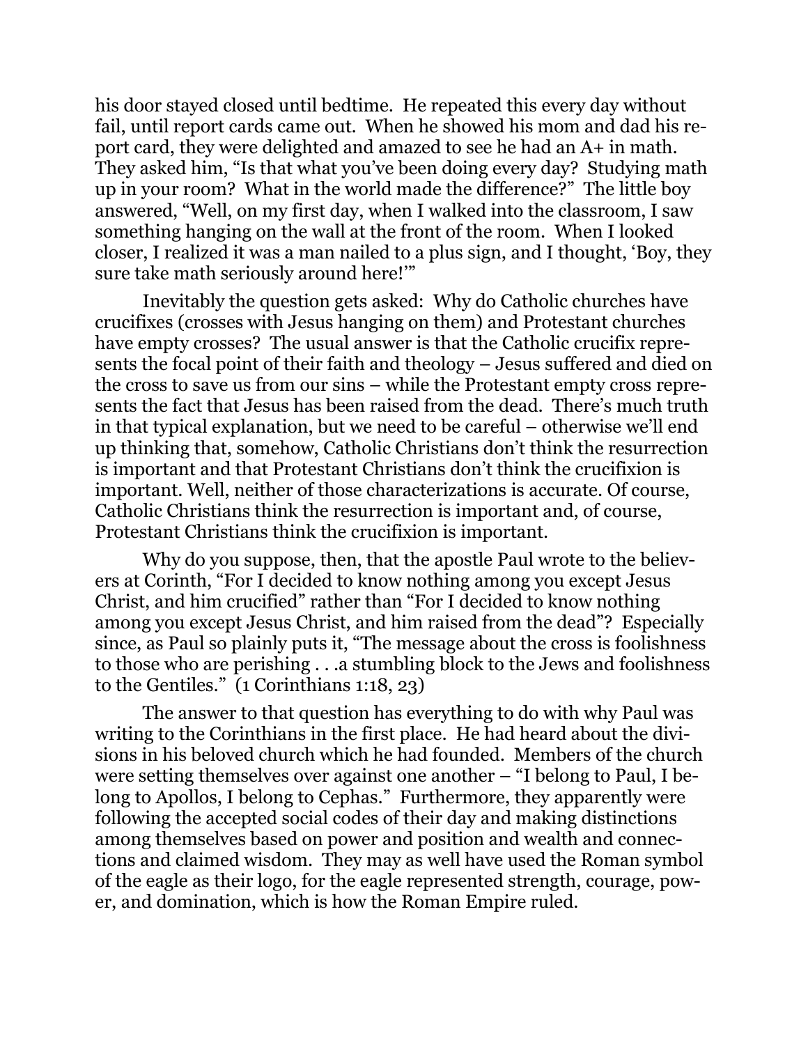his door stayed closed until bedtime. He repeated this every day without fail, until report cards came out. When he showed his mom and dad his report card, they were delighted and amazed to see he had an A+ in math. They asked him, "Is that what you've been doing every day? Studying math up in your room? What in the world made the difference?" The little boy answered, "Well, on my first day, when I walked into the classroom, I saw something hanging on the wall at the front of the room. When I looked closer, I realized it was a man nailed to a plus sign, and I thought, 'Boy, they sure take math seriously around here!'"

Inevitably the question gets asked: Why do Catholic churches have crucifixes (crosses with Jesus hanging on them) and Protestant churches have empty crosses? The usual answer is that the Catholic crucifix represents the focal point of their faith and theology – Jesus suffered and died on the cross to save us from our sins – while the Protestant empty cross represents the fact that Jesus has been raised from the dead. There's much truth in that typical explanation, but we need to be careful – otherwise we'll end up thinking that, somehow, Catholic Christians don't think the resurrection is important and that Protestant Christians don't think the crucifixion is important. Well, neither of those characterizations is accurate. Of course, Catholic Christians think the resurrection is important and, of course, Protestant Christians think the crucifixion is important.

Why do you suppose, then, that the apostle Paul wrote to the believers at Corinth, "For I decided to know nothing among you except Jesus Christ, and him crucified" rather than "For I decided to know nothing among you except Jesus Christ, and him raised from the dead"? Especially since, as Paul so plainly puts it, "The message about the cross is foolishness to those who are perishing . . .a stumbling block to the Jews and foolishness to the Gentiles." (1 Corinthians 1:18, 23)

The answer to that question has everything to do with why Paul was writing to the Corinthians in the first place. He had heard about the divisions in his beloved church which he had founded. Members of the church were setting themselves over against one another – "I belong to Paul, I belong to Apollos, I belong to Cephas." Furthermore, they apparently were following the accepted social codes of their day and making distinctions among themselves based on power and position and wealth and connections and claimed wisdom. They may as well have used the Roman symbol of the eagle as their logo, for the eagle represented strength, courage, power, and domination, which is how the Roman Empire ruled.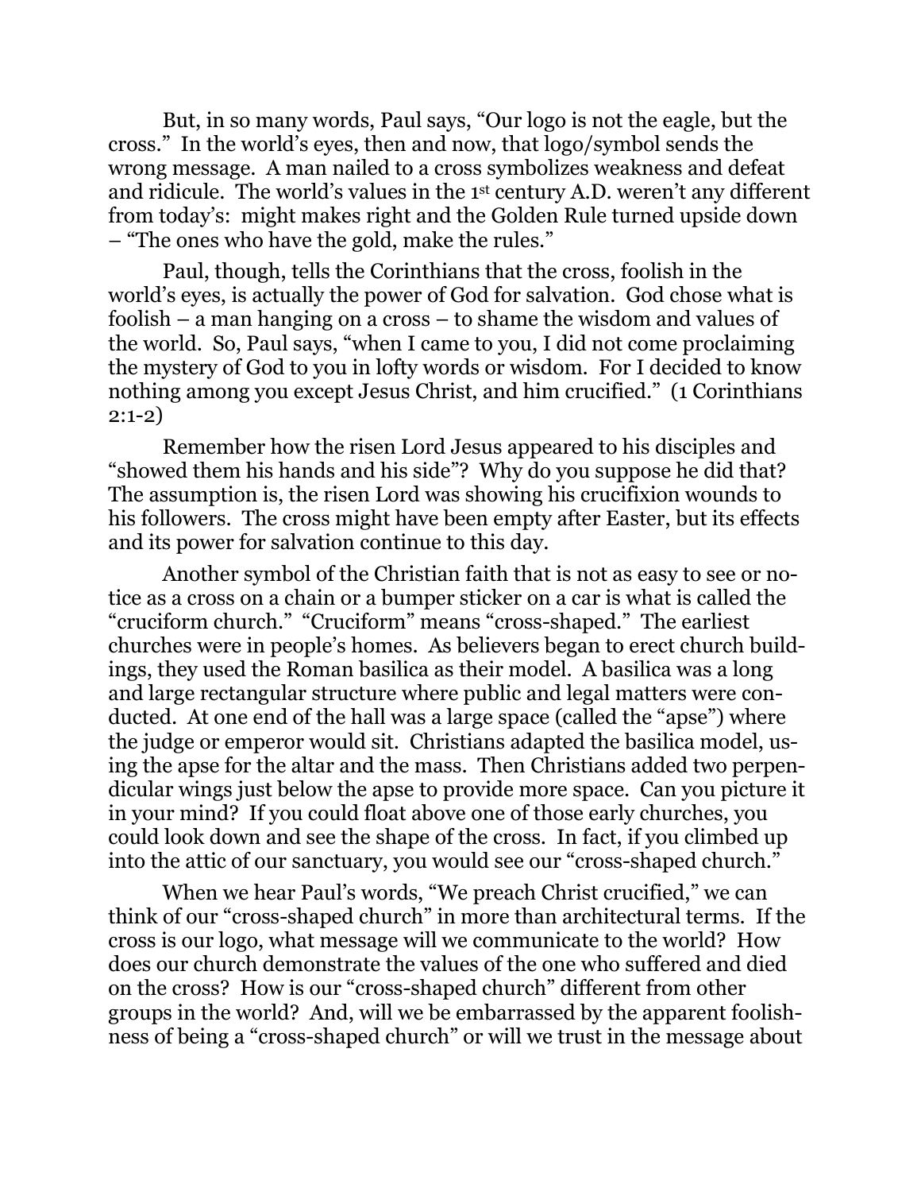But, in so many words, Paul says, "Our logo is not the eagle, but the cross." In the world's eyes, then and now, that logo/symbol sends the wrong message. A man nailed to a cross symbolizes weakness and defeat and ridicule. The world's values in the 1st century A.D. weren't any different from today's: might makes right and the Golden Rule turned upside down – "The ones who have the gold, make the rules."

Paul, though, tells the Corinthians that the cross, foolish in the world's eyes, is actually the power of God for salvation. God chose what is foolish – a man hanging on a cross – to shame the wisdom and values of the world. So, Paul says, "when I came to you, I did not come proclaiming the mystery of God to you in lofty words or wisdom. For I decided to know nothing among you except Jesus Christ, and him crucified." (1 Corinthians 2:1-2)

Remember how the risen Lord Jesus appeared to his disciples and "showed them his hands and his side"? Why do you suppose he did that? The assumption is, the risen Lord was showing his crucifixion wounds to his followers. The cross might have been empty after Easter, but its effects and its power for salvation continue to this day.

Another symbol of the Christian faith that is not as easy to see or notice as a cross on a chain or a bumper sticker on a car is what is called the "cruciform church." "Cruciform" means "cross-shaped." The earliest churches were in people's homes. As believers began to erect church buildings, they used the Roman basilica as their model. A basilica was a long and large rectangular structure where public and legal matters were conducted. At one end of the hall was a large space (called the "apse") where the judge or emperor would sit. Christians adapted the basilica model, using the apse for the altar and the mass. Then Christians added two perpendicular wings just below the apse to provide more space. Can you picture it in your mind? If you could float above one of those early churches, you could look down and see the shape of the cross. In fact, if you climbed up into the attic of our sanctuary, you would see our "cross-shaped church."

When we hear Paul's words, "We preach Christ crucified," we can think of our "cross-shaped church" in more than architectural terms. If the cross is our logo, what message will we communicate to the world? How does our church demonstrate the values of the one who suffered and died on the cross? How is our "cross-shaped church" different from other groups in the world? And, will we be embarrassed by the apparent foolishness of being a "cross-shaped church" or will we trust in the message about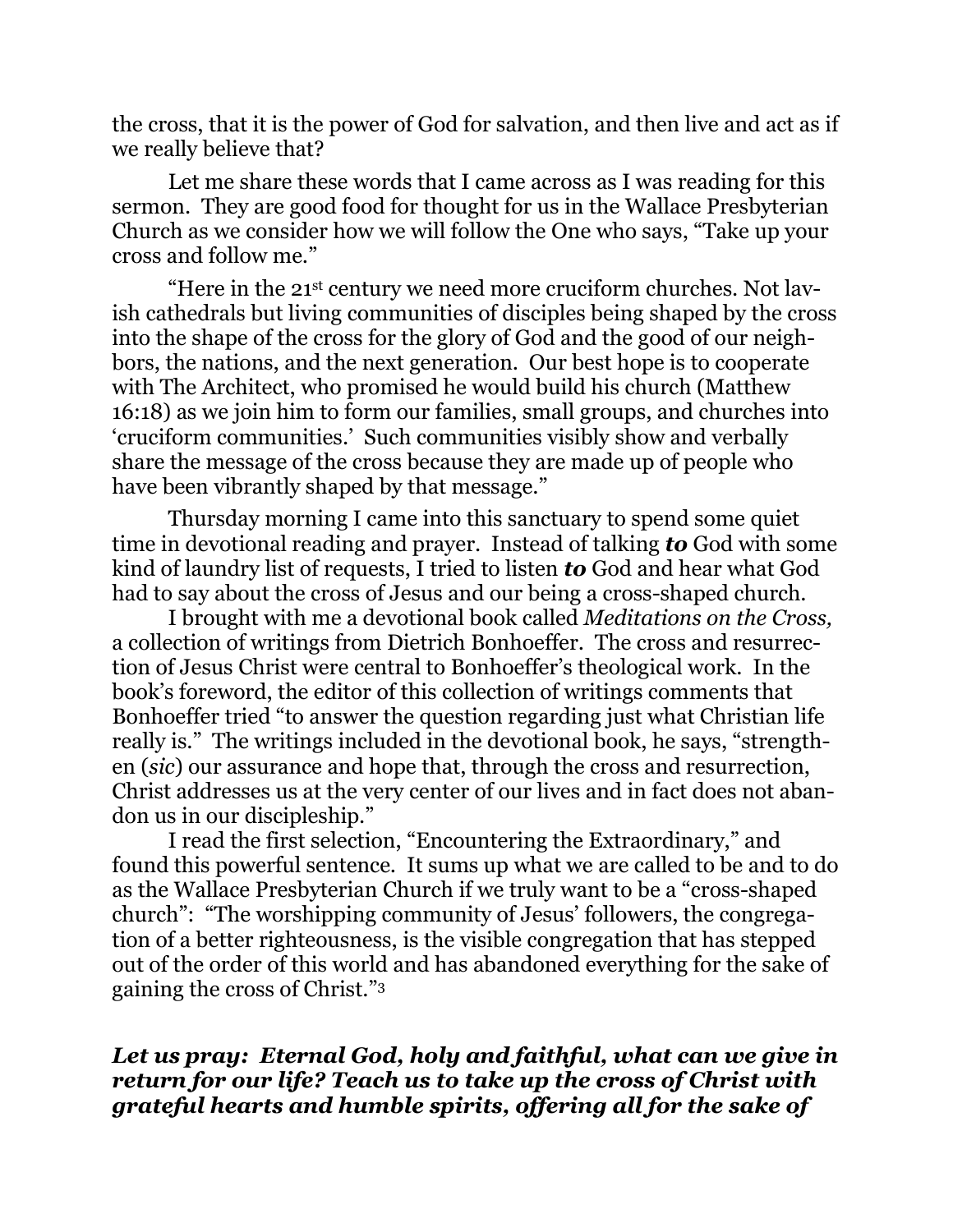the cross, that it is the power of God for salvation, and then live and act as if we really believe that?

Let me share these words that I came across as I was reading for this sermon. They are good food for thought for us in the Wallace Presbyterian Church as we consider how we will follow the One who says, "Take up your cross and follow me."

"Here in the 21st century we need more cruciform churches. Not lavish cathedrals but living communities of disciples being shaped by the cross into the shape of the cross for the glory of God and the good of our neighbors, the nations, and the next generation. Our best hope is to cooperate with The Architect, who promised he would build his church (Matthew 16:18) as we join him to form our families, small groups, and churches into 'cruciform communities.' Such communities visibly show and verbally share the message of the cross because they are made up of people who have been vibrantly shaped by that message."

Thursday morning I came into this sanctuary to spend some quiet time in devotional reading and prayer. Instead of talking ***to*** God with some kind of laundry list of requests, I tried to listen ***to*** God and hear what God had to say about the cross of Jesus and our being a cross-shaped church.

I brought with me a devotional book called *Meditations on the Cross,* a collection of writings from Dietrich Bonhoeffer. The cross and resurrection of Jesus Christ were central to Bonhoeffer's theological work. In the book's foreword, the editor of this collection of writings comments that Bonhoeffer tried "to answer the question regarding just what Christian life really is." The writings included in the devotional book, he says, "strengthen (*sic*) our assurance and hope that, through the cross and resurrection, Christ addresses us at the very center of our lives and in fact does not abandon us in our discipleship."

I read the first selection, "Encountering the Extraordinary," and found this powerful sentence. It sums up what we are called to be and to do as the Wallace Presbyterian Church if we truly want to be a "cross-shaped church": "The worshipping community of Jesus' followers, the congregation of a better righteousness, is the visible congregation that has stepped out of the order of this world and has abandoned everything for the sake of gaining the cross of Christ."[3]

***Let us pray: Eternal God, holy and faithful, what can we give in return for our life? Teach us to take up the cross of Christ with grateful hearts and humble spirits, offering all for the sake of***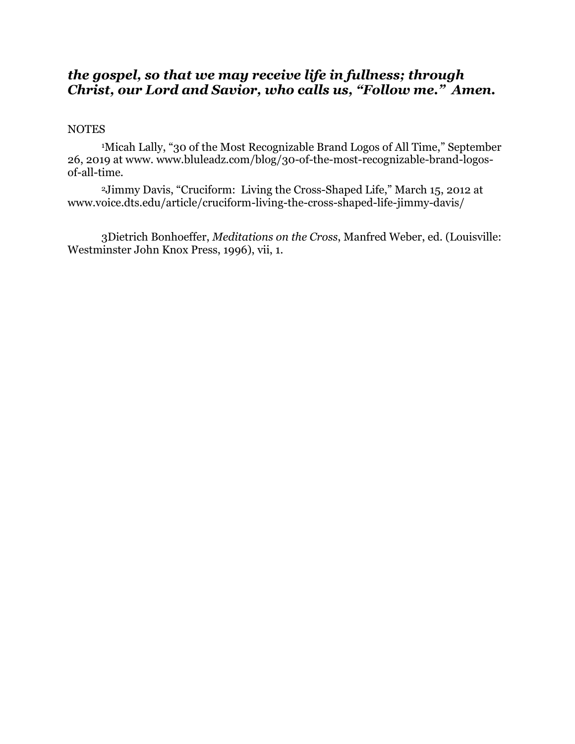***the gospel, so that we may receive life in fullness; through Christ, our Lord and Savior, who calls us, "Follow me." Amen.***

NOTES

[1]Micah Lally, "30 of the Most Recognizable Brand Logos of All Time," September 26, 2019 at www. www.bluleadz.com/blog/30-of-the-most-recognizable-brand-logos-of-all-time.

[2]Jimmy Davis, "Cruciform: Living the Cross-Shaped Life," March 15, 2012 at www.voice.dts.edu/article/cruciform-living-the-cross-shaped-life-jimmy-davis/

3Dietrich Bonhoeffer, *Meditations on the Cross*, Manfred Weber, ed. (Louisville: Westminster John Knox Press, 1996), vii, 1.